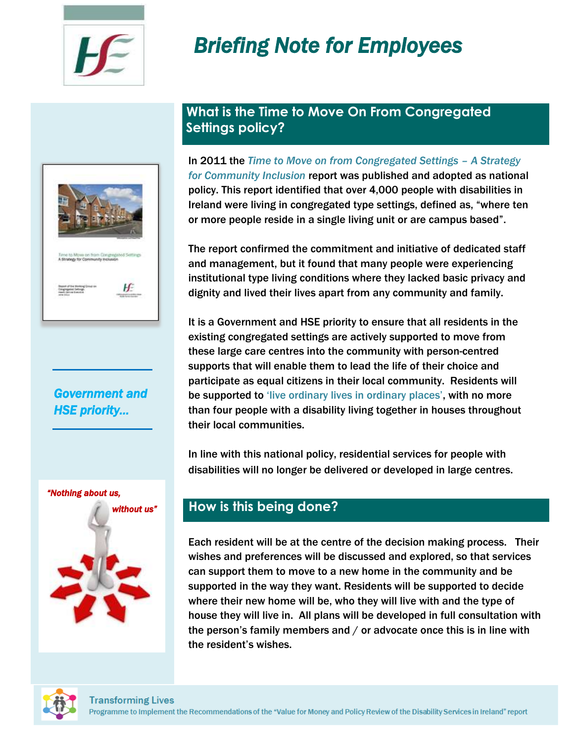# Briefing Note for Employees

*Government and HSE priority...*

*"Nothing about us, without us"*

## What is the Time to Move On From Congregated Settings policy?

In 2011 the *Time to Move on from Congregated Settings – A Strategy for Community Inclusion* report was published and adopted as national policy. This report identified that over 4,000 people with disabilities in Ireland were living in congregated type settings, defined as, "where ten or more people reside in a single living unit or are campus based".

The report confirmed the commitment and initiative of dedicated staff and management, but it found that many people were experiencing institutional type living conditions where they lacked basic privacy and dignity and lived their lives apart from any community and family.

It is a Government and HSE priority to ensure that all residents in the existing congregated settings are actively supported to move from these large care centres into the community with person-centred supports that will enable them to lead the life of their choice and participate as equal citizens in their local community. Residents will be supported to 'live ordinary lives in ordinary places', with no more than four people with a disability living together in houses throughout their local communities.

In line with this national policy, residential services for people with disabilities will no longer be delivered or developed in large centres.

## How is this being done?

Each resident will be at the centre of the decision making process. Their wishes and preferences will be discussed and explored, so that services can support them to move to a new home in the community and be supported in the way they want. Residents will be supported to decide where their new home will be, who they will live with and the type of house they will live in. All plans will be developed in full consultation with the person's family members and / or advocate once this is in line with the resident's wishes.

**Transforming Lives**
Programme to Implement the Recommendations of the "Value for Money and Policy Review of the Disability Services in Ireland" report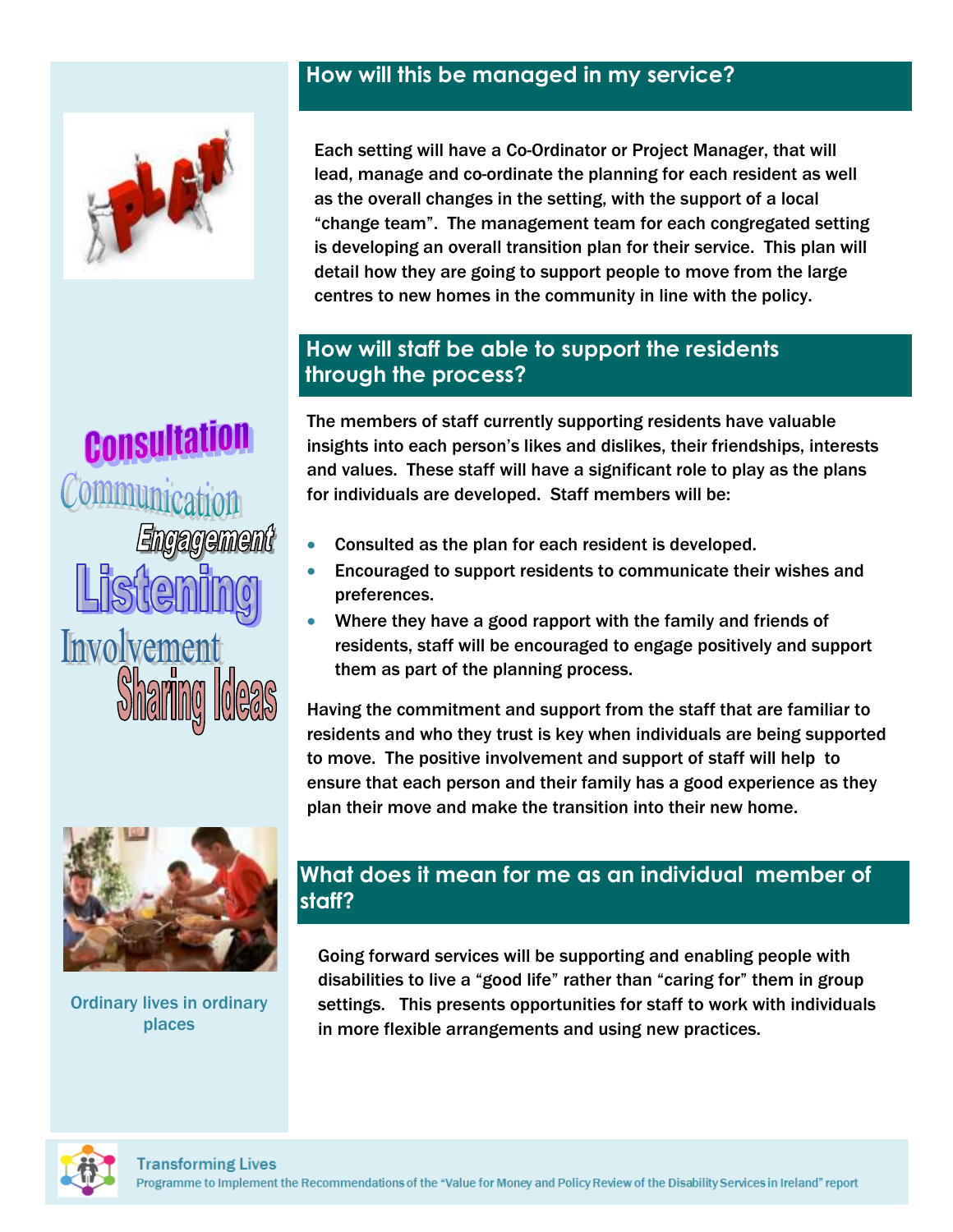## How will this be managed in my service?

Each setting will have a Co-Ordinator or Project Manager, that will lead, manage and co-ordinate the planning for each resident as well as the overall changes in the setting, with the support of a local "change team". The management team for each congregated setting is developing an overall transition plan for their service. This plan will detail how they are going to support people to move from the large centres to new homes in the community in line with the policy.

## How will staff be able to support the residents through the process?

The members of staff currently supporting residents have valuable insights into each person's likes and dislikes, their friendships, interests and values. These staff will have a significant role to play as the plans for individuals are developed. Staff members will be:

- Consulted as the plan for each resident is developed.
- Encouraged to support residents to communicate their wishes and preferences.
- Where they have a good rapport with the family and friends of residents, staff will be encouraged to engage positively and support them as part of the planning process.

Having the commitment and support from the staff that are familiar to residents and who they trust is key when individuals are being supported to move. The positive involvement and support of staff will help to ensure that each person and their family has a good experience as they plan their move and make the transition into their new home.

## What does it mean for me as an individual member of staff?

Going forward services will be supporting and enabling people with disabilities to live a "good life" rather than "caring for" them in group settings. This presents opportunities for staff to work with individuals in more flexible arrangements and using new practices.

Consultation
Communication
Engagement
Listening
Involvement
Sharing Ideas

Ordinary lives in ordinary places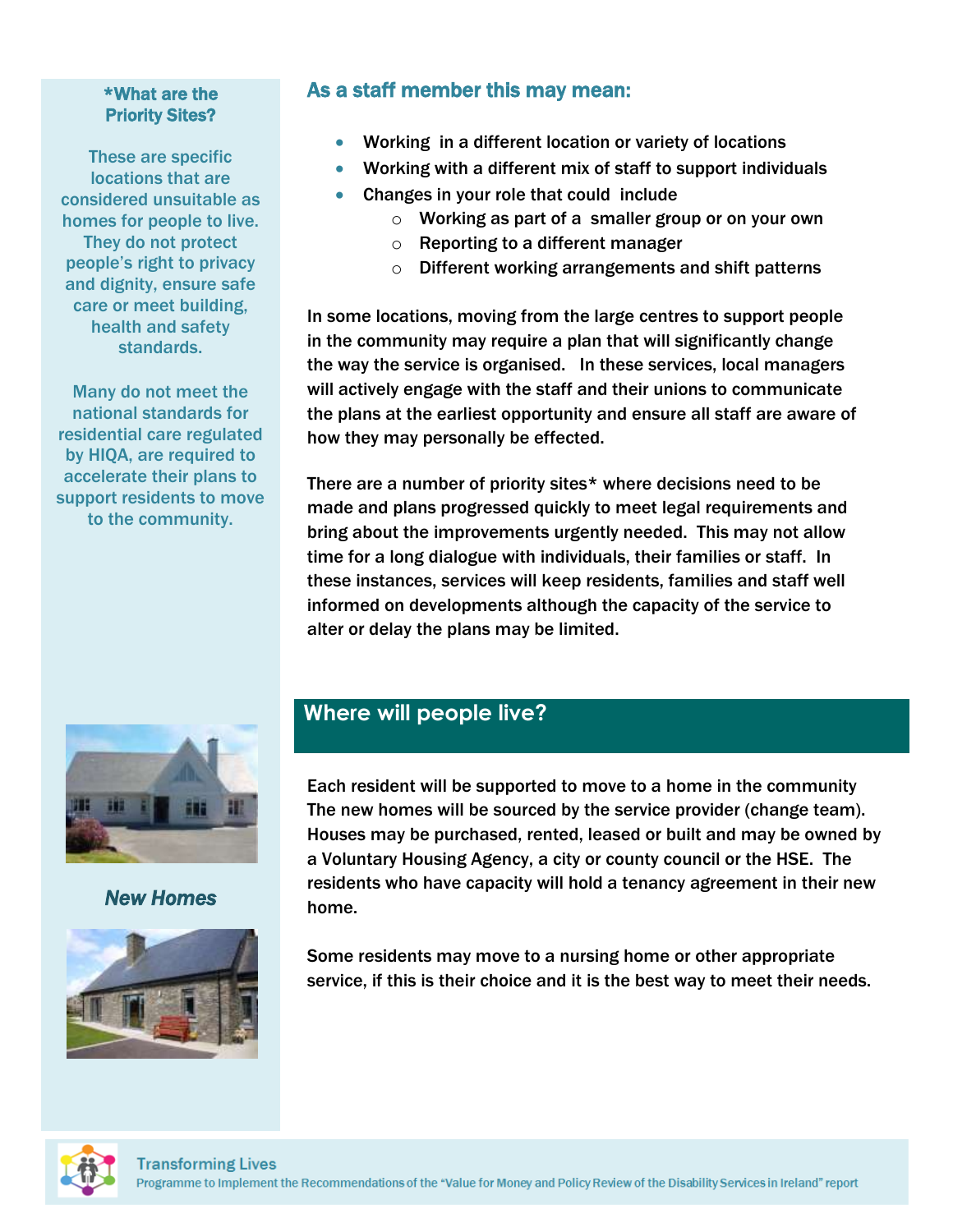## As a staff member this may mean:

- Working in a different location or variety of locations
- Working with a different mix of staff to support individuals
- Changes in your role that could include
  - Working as part of a smaller group or on your own
  - Reporting to a different manager
  - Different working arrangements and shift patterns

In some locations, moving from the large centres to support people in the community may require a plan that will significantly change the way the service is organised. In these services, local managers will actively engage with the staff and their unions to communicate the plans at the earliest opportunity and ensure all staff are aware of how they may personally be effected.

There are a number of priority sites* where decisions need to be made and plans progressed quickly to meet legal requirements and bring about the improvements urgently needed. This may not allow time for a long dialogue with individuals, their families or staff. In these instances, services will keep residents, families and staff well informed on developments although the capacity of the service to alter or delay the plans may be limited.

### *What are the Priority Sites?

These are specific locations that are considered unsuitable as homes for people to live. They do not protect people's right to privacy and dignity, ensure safe care or meet building, health and safety standards.

Many do not meet the national standards for residential care regulated by HIQA, are required to accelerate their plans to support residents to move to the community.

## Where will people live?

Each resident will be supported to move to a home in the community The new homes will be sourced by the service provider (change team). Houses may be purchased, rented, leased or built and may be owned by a Voluntary Housing Agency, a city or county council or the HSE. The residents who have capacity will hold a tenancy agreement in their new home.

Some residents may move to a nursing home or other appropriate service, if this is their choice and it is the best way to meet their needs.

***New Homes***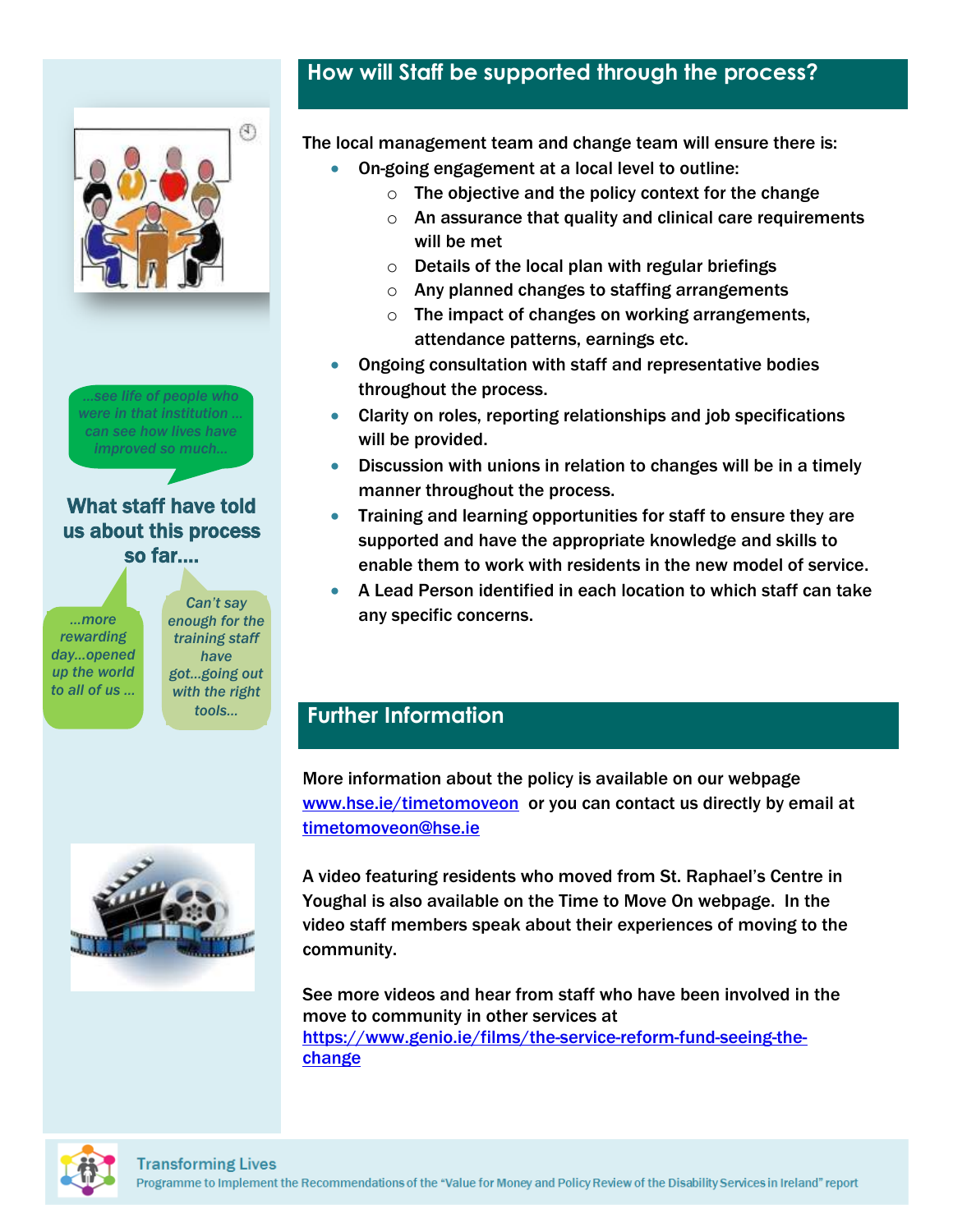## How will Staff be supported through the process?

The local management team and change team will ensure there is:

- On-going engagement at a local level to outline:
  - The objective and the policy context for the change
  - An assurance that quality and clinical care requirements will be met
  - Details of the local plan with regular briefings
  - Any planned changes to staffing arrangements
  - The impact of changes on working arrangements, attendance patterns, earnings etc.
- Ongoing consultation with staff and representative bodies throughout the process.
- Clarity on roles, reporting relationships and job specifications will be provided.
- Discussion with unions in relation to changes will be in a timely manner throughout the process.
- Training and learning opportunities for staff to ensure they are supported and have the appropriate knowledge and skills to enable them to work with residents in the new model of service.
- A Lead Person identified in each location to which staff can take any specific concerns.

*...see life of people who were in that institution ... can see how lives have improved so much...*

### What staff have told us about this process so far....

*...more rewarding day...opened up the world to all of us ...*

*Can't say enough for the training staff have got...going out with the right tools...*

## Further Information

More information about the policy is available on our webpage [www.hse.ie/timetomoveon](http://www.hse.ie/timetomoveon) or you can contact us directly by email at [timetomoveon@hse.ie](mailto:timetomoveon@hse.ie)

A video featuring residents who moved from St. Raphael's Centre in Youghal is also available on the Time to Move On webpage. In the video staff members speak about their experiences of moving to the community.

See more videos and hear from staff who have been involved in the move to community in other services at [https://www.genio.ie/films/the-service-reform-fund-seeing-the-change](https://www.genio.ie/films/the-service-reform-fund-seeing-the-change)

**Transforming Lives**

Programme to Implement the Recommendations of the "Value for Money and Policy Review of the Disability Services in Ireland" report